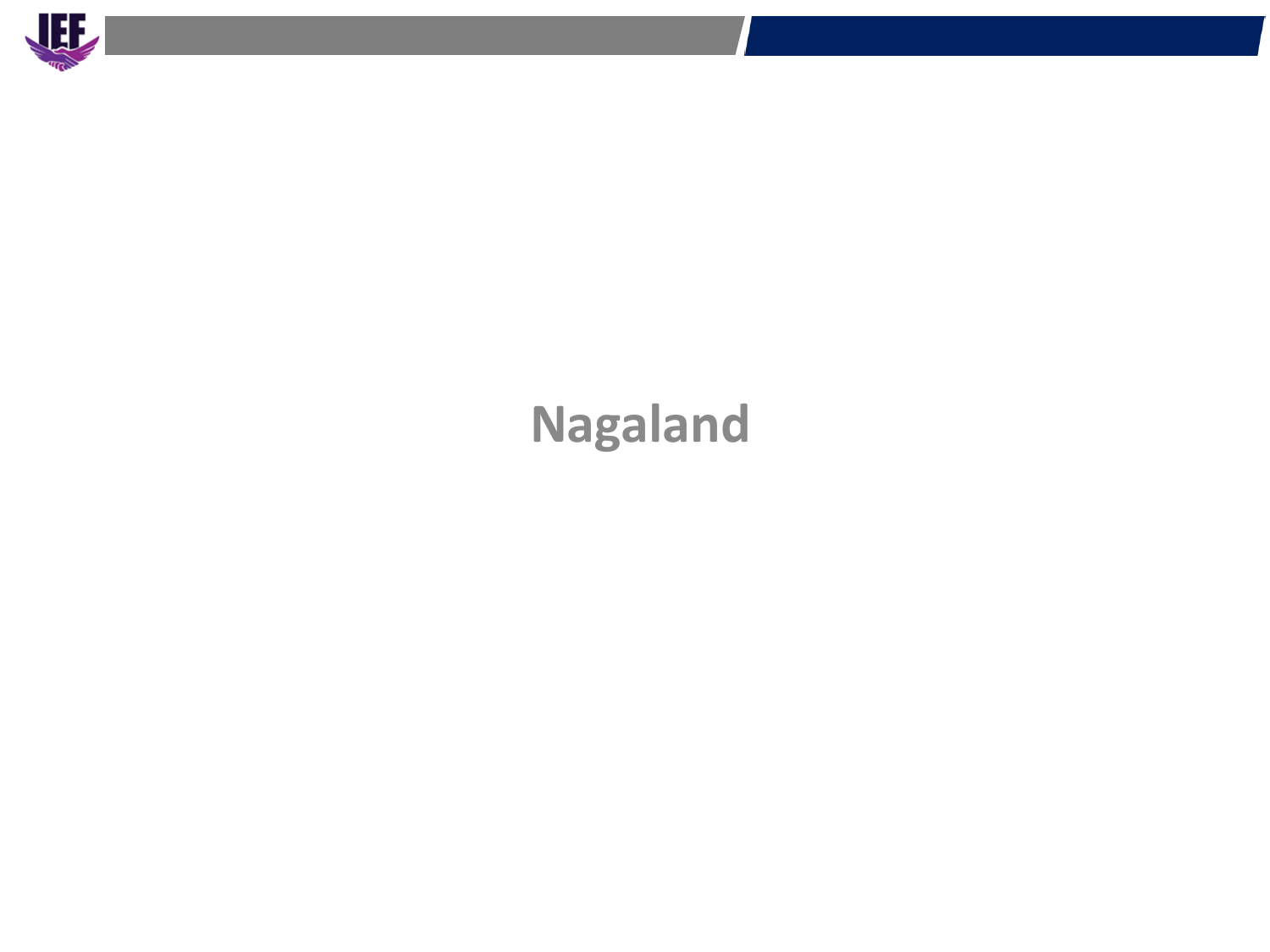# Nagaland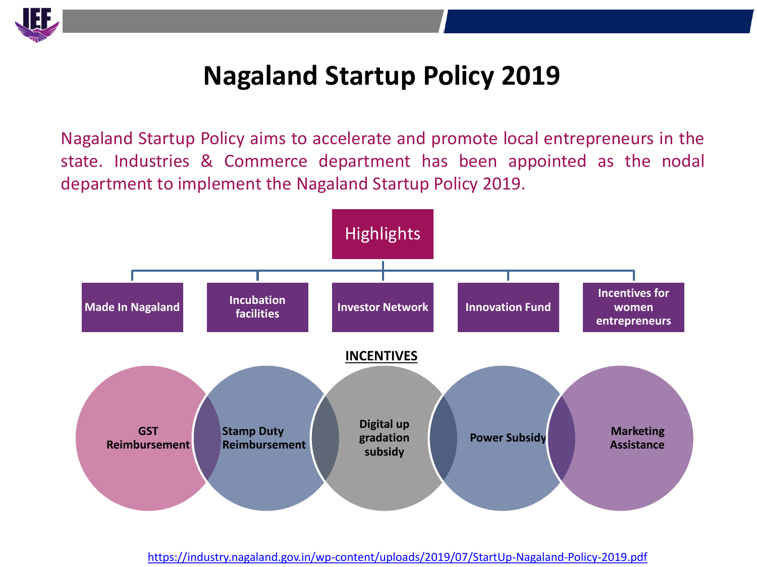# Nagaland Startup Policy 2019

Nagaland Startup Policy aims to accelerate and promote local entrepreneurs in the state. Industries & Commerce department has been appointed as the nodal department to implement the Nagaland Startup Policy 2019.

## Highlights

- Made In Nagaland
- Incubation facilities
- Investor Network
- Innovation Fund
- Incentives for women entrepreneurs

## INCENTIVES

- GST Reimbursement
- Stamp Duty Reimbursement
- Digital up gradation subsidy
- Power Subsidy
- Marketing Assistance

https://industry.nagaland.gov.in/wp-content/uploads/2019/07/StartUp-Nagaland-Policy-2019.pdf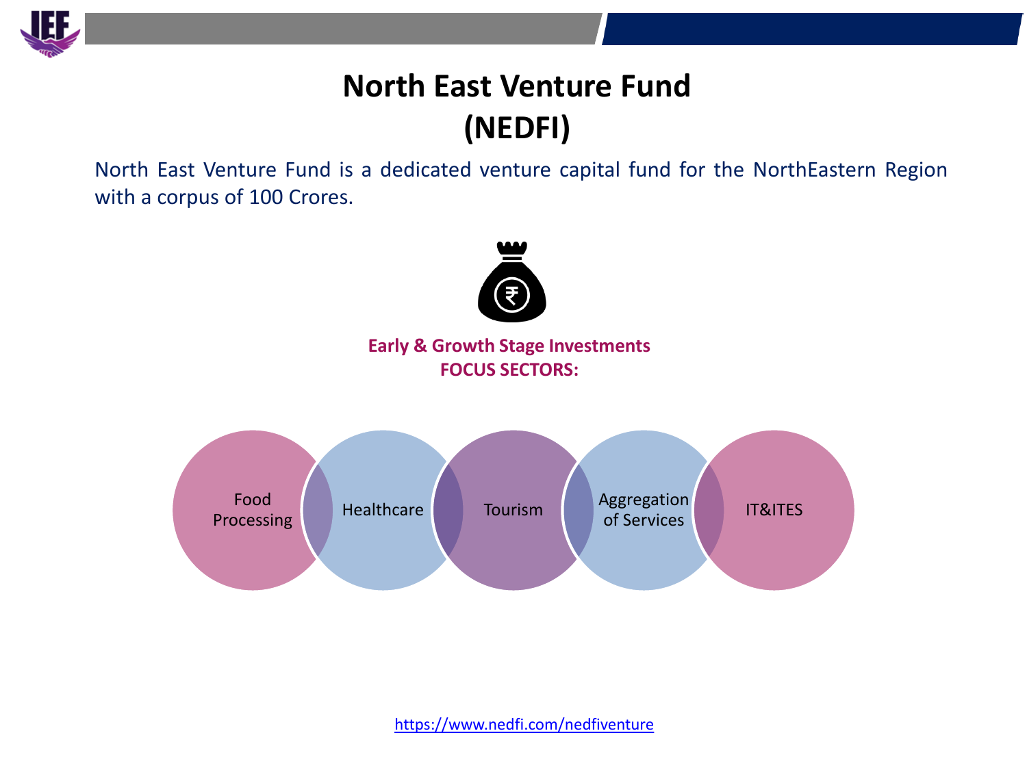# North East Venture Fund (NEDFI)

North East Venture Fund is a dedicated venture capital fund for the NorthEastern Region with a corpus of 100 Crores.

**Early & Growth Stage Investments**
**FOCUS SECTORS:**

- Food Processing
- Healthcare
- Tourism
- Aggregation of Services
- IT&ITES

https://www.nedfi.com/nedfiventure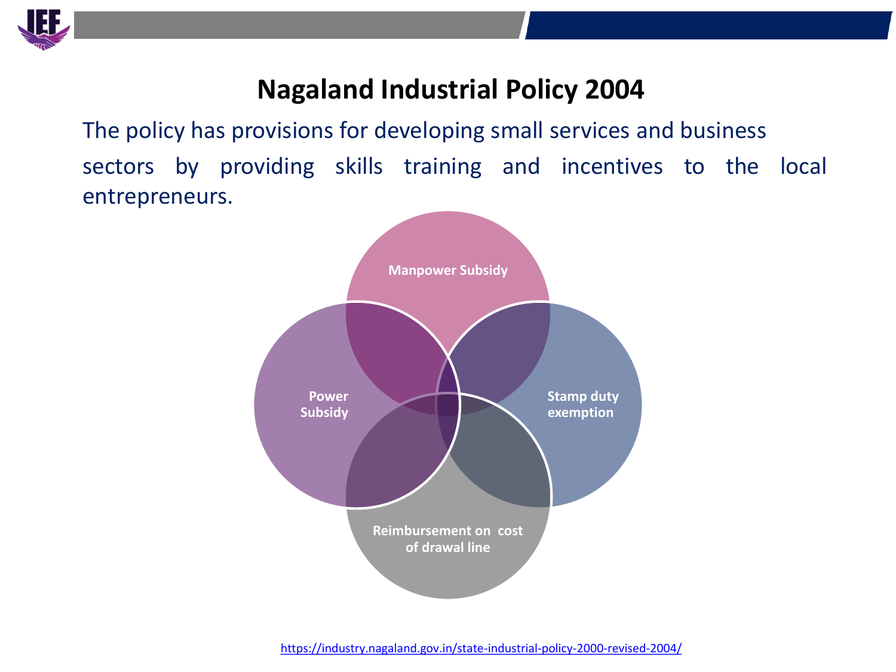# Nagaland Industrial Policy 2004

The policy has provisions for developing small services and business sectors by providing skills training and incentives to the local entrepreneurs.

- Manpower Subsidy
- Power Subsidy
- Stamp duty exemption
- Reimbursement on cost of drawal line

https://industry.nagaland.gov.in/state-industrial-policy-2000-revised-2004/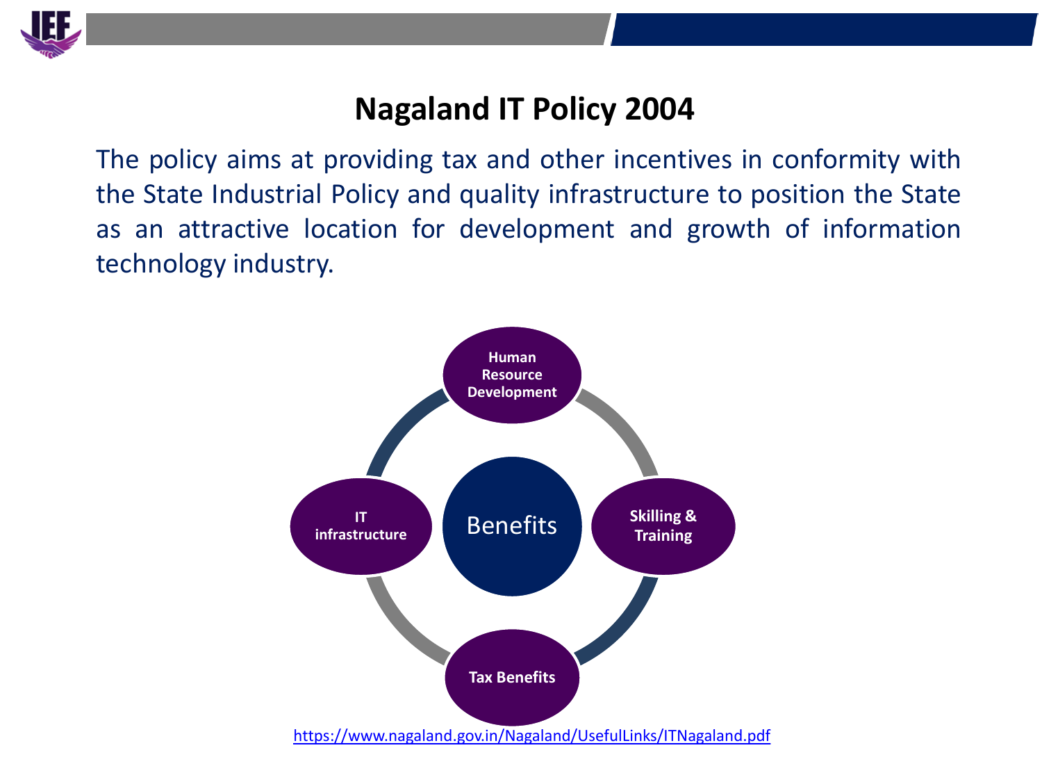# Nagaland IT Policy 2004

The policy aims at providing tax and other incentives in conformity with the State Industrial Policy and quality infrastructure to position the State as an attractive location for development and growth of information technology industry.

**Benefits**

- **Human Resource Development**
- **Skilling & Training**
- **Tax Benefits**
- **IT infrastructure**

https://www.nagaland.gov.in/Nagaland/UsefulLinks/ITNagaland.pdf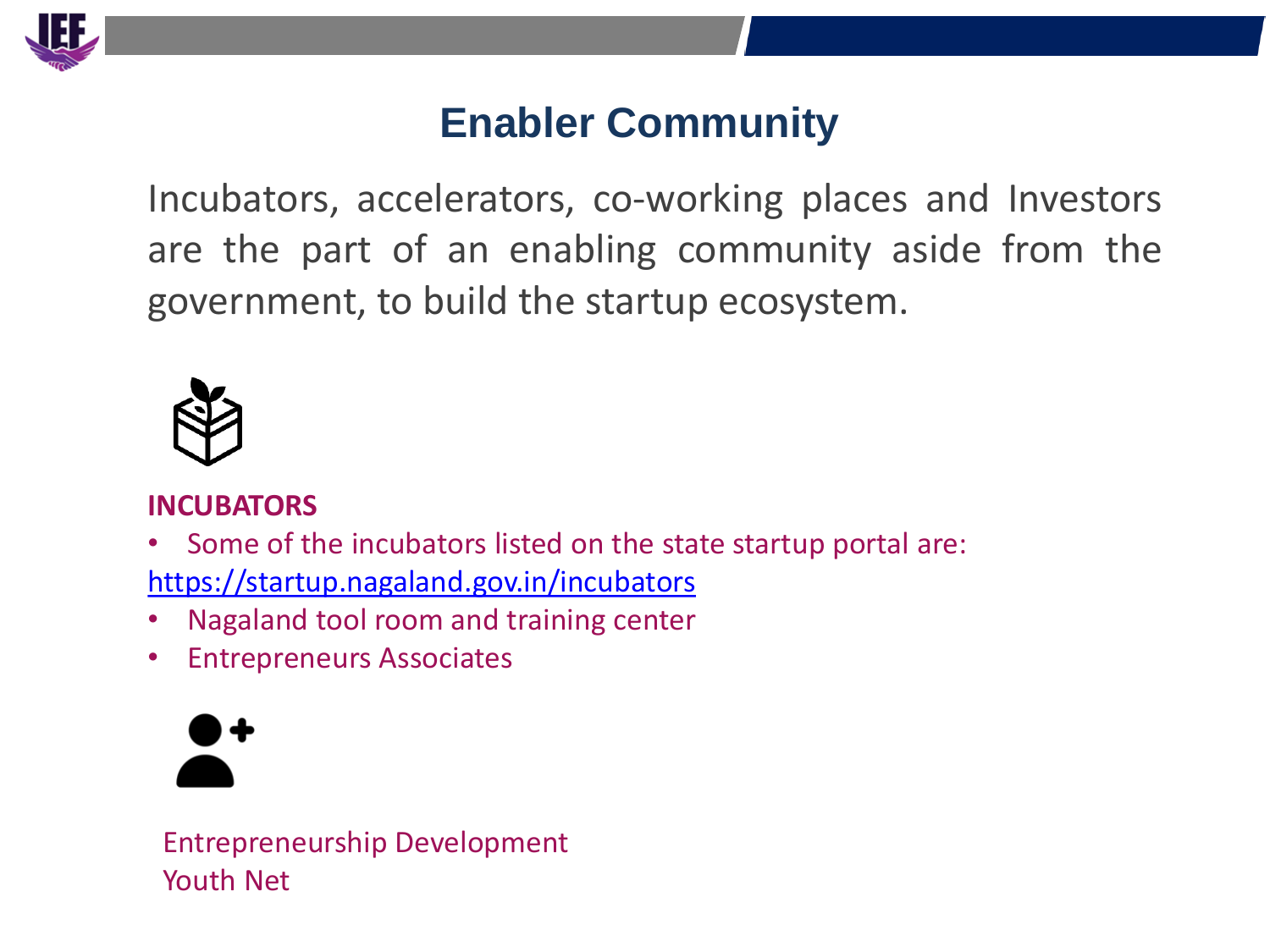# Enabler Community

Incubators, accelerators, co-working places and Investors are the part of an enabling community aside from the government, to build the startup ecosystem.

**INCUBATORS**

- Some of the incubators listed on the state startup portal are:
  https://startup.nagaland.gov.in/incubators
- Nagaland tool room and training center
- Entrepreneurs Associates

Entrepreneurship Development
Youth Net